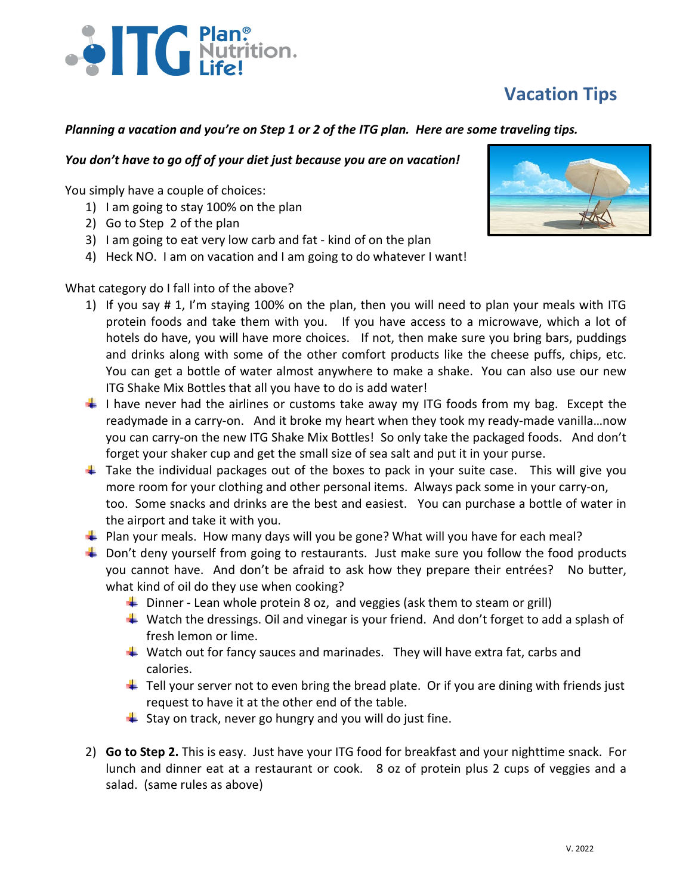# Vacation Tips

***Planning a vacation and you're on Step 1 or 2 of the ITG plan. Here are some traveling tips.***

***You don't have to go off of your diet just because you are on vacation!***

You simply have a couple of choices:

1) I am going to stay 100% on the plan
2) Go to Step 2 of the plan
3) I am going to eat very low carb and fat - kind of on the plan
4) Heck NO. I am on vacation and I am going to do whatever I want!

What category do I fall into of the above?

1) If you say # 1, I'm staying 100% on the plan, then you will need to plan your meals with ITG protein foods and take them with you. If you have access to a microwave, which a lot of hotels do have, you will have more choices. If not, then make sure you bring bars, puddings and drinks along with some of the other comfort products like the cheese puffs, chips, etc. You can get a bottle of water almost anywhere to make a shake. You can also use our new ITG Shake Mix Bottles that all you have to do is add water!
   - I have never had the airlines or customs take away my ITG foods from my bag. Except the readymade in a carry-on. And it broke my heart when they took my ready-made vanilla…now you can carry-on the new ITG Shake Mix Bottles! So only take the packaged foods. And don't forget your shaker cup and get the small size of sea salt and put it in your purse.
   - Take the individual packages out of the boxes to pack in your suite case. This will give you more room for your clothing and other personal items. Always pack some in your carry-on, too. Some snacks and drinks are the best and easiest. You can purchase a bottle of water in the airport and take it with you.
   - Plan your meals. How many days will you be gone? What will you have for each meal?
   - Don't deny yourself from going to restaurants. Just make sure you follow the food products you cannot have. And don't be afraid to ask how they prepare their entrées? No butter, what kind of oil do they use when cooking?
     - Dinner - Lean whole protein 8 oz, and veggies (ask them to steam or grill)
     - Watch the dressings. Oil and vinegar is your friend. And don't forget to add a splash of fresh lemon or lime.
     - Watch out for fancy sauces and marinades. They will have extra fat, carbs and calories.
     - Tell your server not to even bring the bread plate. Or if you are dining with friends just request to have it at the other end of the table.
     - Stay on track, never go hungry and you will do just fine.

2) **Go to Step 2.** This is easy. Just have your ITG food for breakfast and your nighttime snack. For lunch and dinner eat at a restaurant or cook. 8 oz of protein plus 2 cups of veggies and a salad. (same rules as above)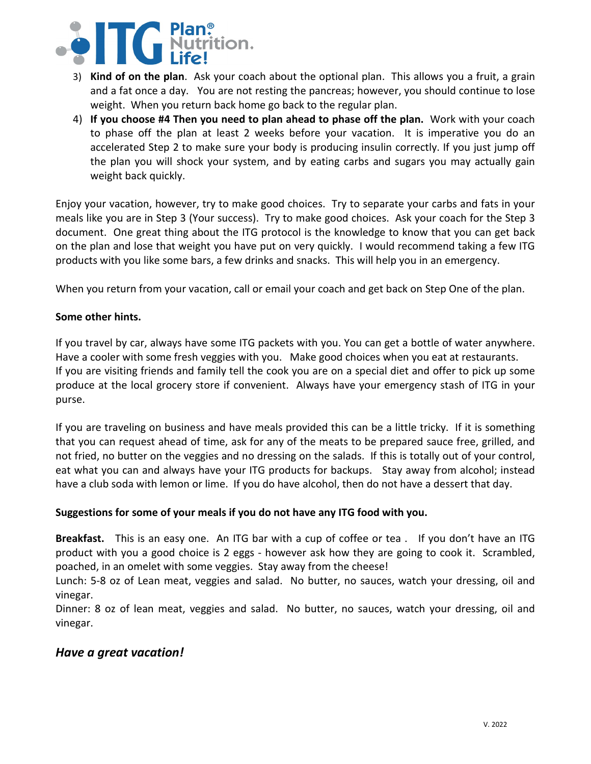3) **Kind of on the plan**. Ask your coach about the optional plan. This allows you a fruit, a grain and a fat once a day. You are not resting the pancreas; however, you should continue to lose weight. When you return back home go back to the regular plan.
4) **If you choose #4 Then you need to plan ahead to phase off the plan.** Work with your coach to phase off the plan at least 2 weeks before your vacation. It is imperative you do an accelerated Step 2 to make sure your body is producing insulin correctly. If you just jump off the plan you will shock your system, and by eating carbs and sugars you may actually gain weight back quickly.

Enjoy your vacation, however, try to make good choices. Try to separate your carbs and fats in your meals like you are in Step 3 (Your success). Try to make good choices. Ask your coach for the Step 3 document. One great thing about the ITG protocol is the knowledge to know that you can get back on the plan and lose that weight you have put on very quickly. I would recommend taking a few ITG products with you like some bars, a few drinks and snacks. This will help you in an emergency.

When you return from your vacation, call or email your coach and get back on Step One of the plan.

**Some other hints.**

If you travel by car, always have some ITG packets with you. You can get a bottle of water anywhere. Have a cooler with some fresh veggies with you. Make good choices when you eat at restaurants. If you are visiting friends and family tell the cook you are on a special diet and offer to pick up some produce at the local grocery store if convenient. Always have your emergency stash of ITG in your purse.

If you are traveling on business and have meals provided this can be a little tricky. If it is something that you can request ahead of time, ask for any of the meats to be prepared sauce free, grilled, and not fried, no butter on the veggies and no dressing on the salads. If this is totally out of your control, eat what you can and always have your ITG products for backups. Stay away from alcohol; instead have a club soda with lemon or lime. If you do have alcohol, then do not have a dessert that day.

**Suggestions for some of your meals if you do not have any ITG food with you.**

**Breakfast.** This is an easy one. An ITG bar with a cup of coffee or tea . If you don't have an ITG product with you a good choice is 2 eggs - however ask how they are going to cook it. Scrambled, poached, in an omelet with some veggies. Stay away from the cheese!
Lunch: 5-8 oz of Lean meat, veggies and salad. No butter, no sauces, watch your dressing, oil and vinegar.
Dinner: 8 oz of lean meat, veggies and salad. No butter, no sauces, watch your dressing, oil and vinegar.

***Have a great vacation!***